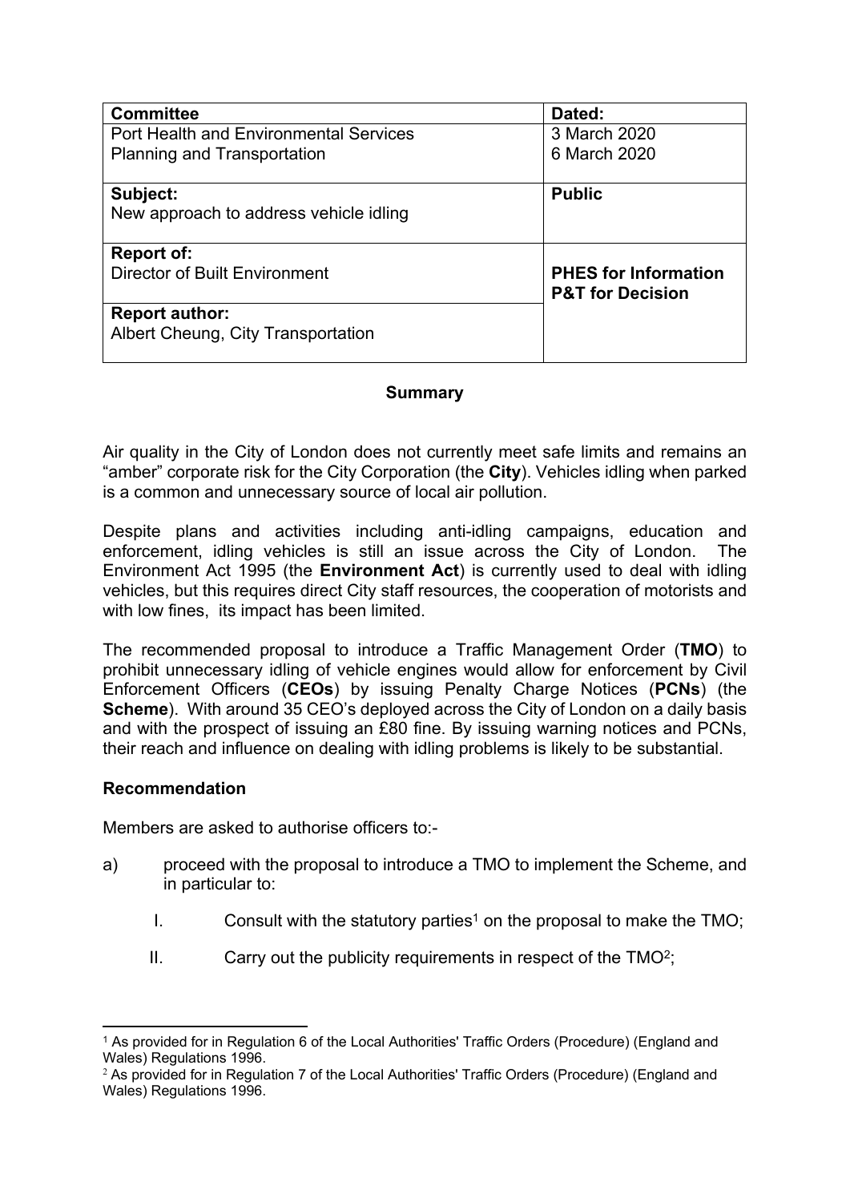| Committee | Dated: |
| --- | --- |
| Port Health and Environmental Services<br>Planning and Transportation | 3 March 2020<br>6 March 2020 |
| **Subject:**<br>New approach to address vehicle idling | **Public** |
| **Report of:**<br>Director of Built Environment | **PHES for Information**<br>**P&T for Decision** |
| **Report author:**<br>Albert Cheung, City Transportation | |

## Summary

Air quality in the City of London does not currently meet safe limits and remains an "amber" corporate risk for the City Corporation (the **City**). Vehicles idling when parked is a common and unnecessary source of local air pollution.

Despite plans and activities including anti-idling campaigns, education and enforcement, idling vehicles is still an issue across the City of London. The Environment Act 1995 (the **Environment Act**) is currently used to deal with idling vehicles, but this requires direct City staff resources, the cooperation of motorists and with low fines, its impact has been limited.

The recommended proposal to introduce a Traffic Management Order (**TMO**) to prohibit unnecessary idling of vehicle engines would allow for enforcement by Civil Enforcement Officers (**CEOs**) by issuing Penalty Charge Notices (**PCNs**) (the **Scheme**). With around 35 CEO's deployed across the City of London on a daily basis and with the prospect of issuing an £80 fine. By issuing warning notices and PCNs, their reach and influence on dealing with idling problems is likely to be substantial.

### Recommendation

Members are asked to authorise officers to:-

a) proceed with the proposal to introduce a TMO to implement the Scheme, and in particular to:

   I. Consult with the statutory parties[1] on the proposal to make the TMO;

   II. Carry out the publicity requirements in respect of the TMO[2];

---

[1] As provided for in Regulation 6 of the Local Authorities' Traffic Orders (Procedure) (England and Wales) Regulations 1996.

[2] As provided for in Regulation 7 of the Local Authorities' Traffic Orders (Procedure) (England and Wales) Regulations 1996.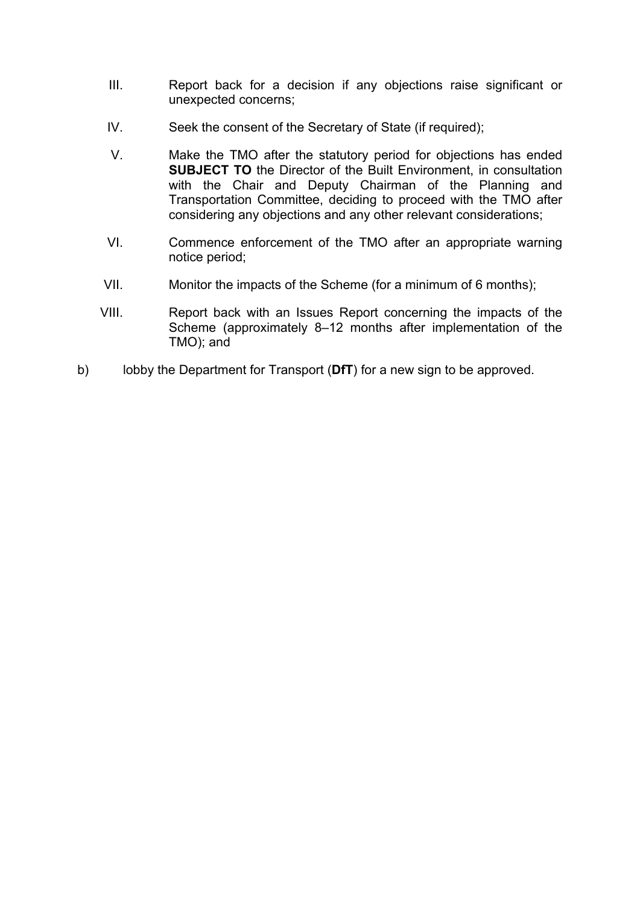III. Report back for a decision if any objections raise significant or unexpected concerns;

IV. Seek the consent of the Secretary of State (if required);

V. Make the TMO after the statutory period for objections has ended **SUBJECT TO** the Director of the Built Environment, in consultation with the Chair and Deputy Chairman of the Planning and Transportation Committee, deciding to proceed with the TMO after considering any objections and any other relevant considerations;

VI. Commence enforcement of the TMO after an appropriate warning notice period;

VII. Monitor the impacts of the Scheme (for a minimum of 6 months);

VIII. Report back with an Issues Report concerning the impacts of the Scheme (approximately 8–12 months after implementation of the TMO); and

b) lobby the Department for Transport (**DfT**) for a new sign to be approved.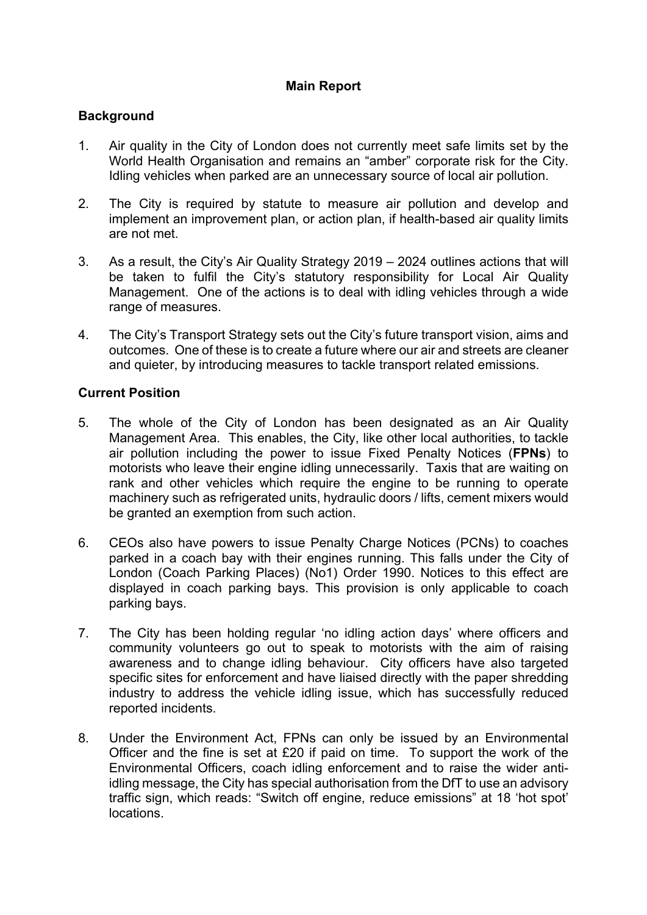## Main Report

### Background

1. Air quality in the City of London does not currently meet safe limits set by the World Health Organisation and remains an “amber” corporate risk for the City. Idling vehicles when parked are an unnecessary source of local air pollution.

2. The City is required by statute to measure air pollution and develop and implement an improvement plan, or action plan, if health-based air quality limits are not met.

3. As a result, the City’s Air Quality Strategy 2019 – 2024 outlines actions that will be taken to fulfil the City’s statutory responsibility for Local Air Quality Management. One of the actions is to deal with idling vehicles through a wide range of measures.

4. The City’s Transport Strategy sets out the City’s future transport vision, aims and outcomes. One of these is to create a future where our air and streets are cleaner and quieter, by introducing measures to tackle transport related emissions.

### Current Position

5. The whole of the City of London has been designated as an Air Quality Management Area. This enables, the City, like other local authorities, to tackle air pollution including the power to issue Fixed Penalty Notices (**FPNs**) to motorists who leave their engine idling unnecessarily. Taxis that are waiting on rank and other vehicles which require the engine to be running to operate machinery such as refrigerated units, hydraulic doors / lifts, cement mixers would be granted an exemption from such action.

6. CEOs also have powers to issue Penalty Charge Notices (PCNs) to coaches parked in a coach bay with their engines running. This falls under the City of London (Coach Parking Places) (No1) Order 1990. Notices to this effect are displayed in coach parking bays. This provision is only applicable to coach parking bays.

7. The City has been holding regular ‘no idling action days’ where officers and community volunteers go out to speak to motorists with the aim of raising awareness and to change idling behaviour. City officers have also targeted specific sites for enforcement and have liaised directly with the paper shredding industry to address the vehicle idling issue, which has successfully reduced reported incidents.

8. Under the Environment Act, FPNs can only be issued by an Environmental Officer and the fine is set at £20 if paid on time. To support the work of the Environmental Officers, coach idling enforcement and to raise the wider anti-idling message, the City has special authorisation from the DfT to use an advisory traffic sign, which reads: “Switch off engine, reduce emissions” at 18 ‘hot spot’ locations.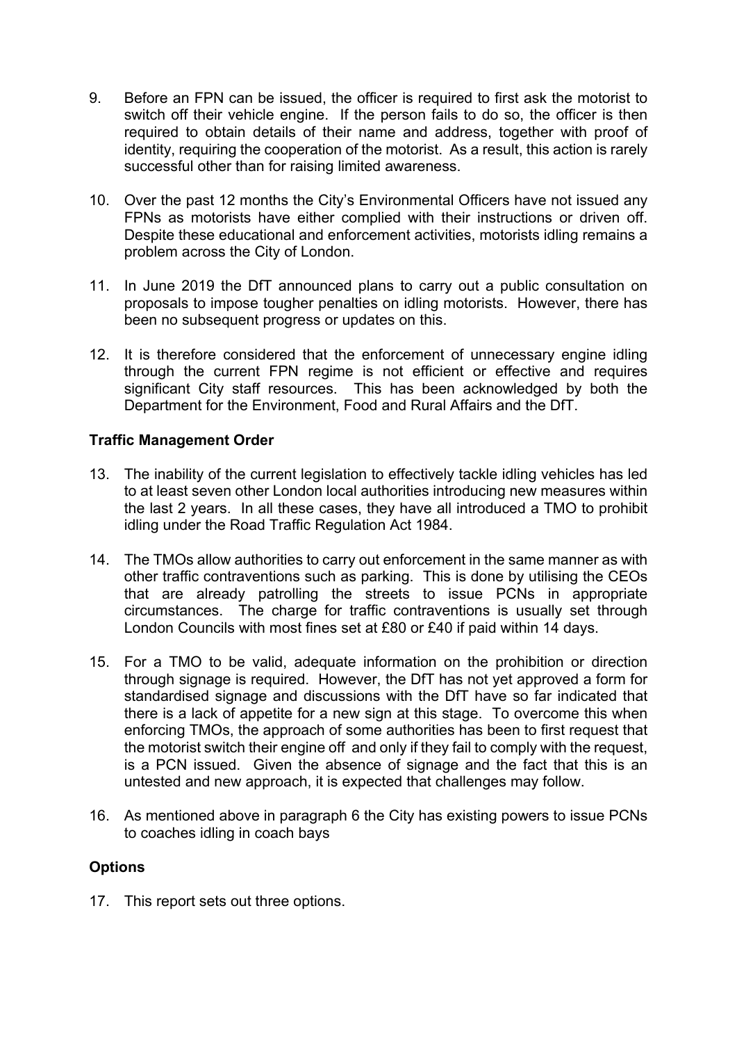9. Before an FPN can be issued, the officer is required to first ask the motorist to switch off their vehicle engine. If the person fails to do so, the officer is then required to obtain details of their name and address, together with proof of identity, requiring the cooperation of the motorist. As a result, this action is rarely successful other than for raising limited awareness.

10. Over the past 12 months the City's Environmental Officers have not issued any FPNs as motorists have either complied with their instructions or driven off. Despite these educational and enforcement activities, motorists idling remains a problem across the City of London.

11. In June 2019 the DfT announced plans to carry out a public consultation on proposals to impose tougher penalties on idling motorists. However, there has been no subsequent progress or updates on this.

12. It is therefore considered that the enforcement of unnecessary engine idling through the current FPN regime is not efficient or effective and requires significant City staff resources. This has been acknowledged by both the Department for the Environment, Food and Rural Affairs and the DfT.

**Traffic Management Order**

13. The inability of the current legislation to effectively tackle idling vehicles has led to at least seven other London local authorities introducing new measures within the last 2 years. In all these cases, they have all introduced a TMO to prohibit idling under the Road Traffic Regulation Act 1984.

14. The TMOs allow authorities to carry out enforcement in the same manner as with other traffic contraventions such as parking. This is done by utilising the CEOs that are already patrolling the streets to issue PCNs in appropriate circumstances. The charge for traffic contraventions is usually set through London Councils with most fines set at £80 or £40 if paid within 14 days.

15. For a TMO to be valid, adequate information on the prohibition or direction through signage is required. However, the DfT has not yet approved a form for standardised signage and discussions with the DfT have so far indicated that there is a lack of appetite for a new sign at this stage. To overcome this when enforcing TMOs, the approach of some authorities has been to first request that the motorist switch their engine off and only if they fail to comply with the request, is a PCN issued. Given the absence of signage and the fact that this is an untested and new approach, it is expected that challenges may follow.

16. As mentioned above in paragraph 6 the City has existing powers to issue PCNs to coaches idling in coach bays

**Options**

17. This report sets out three options.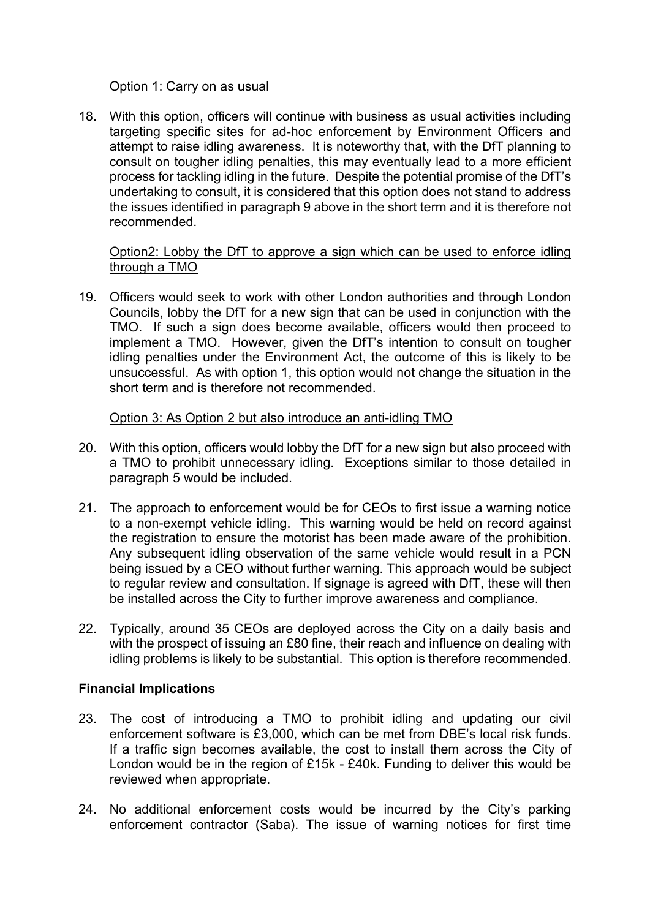Option 1: Carry on as usual

18. With this option, officers will continue with business as usual activities including targeting specific sites for ad-hoc enforcement by Environment Officers and attempt to raise idling awareness. It is noteworthy that, with the DfT planning to consult on tougher idling penalties, this may eventually lead to a more efficient process for tackling idling in the future. Despite the potential promise of the DfT's undertaking to consult, it is considered that this option does not stand to address the issues identified in paragraph 9 above in the short term and it is therefore not recommended.

Option2: Lobby the DfT to approve a sign which can be used to enforce idling through a TMO

19. Officers would seek to work with other London authorities and through London Councils, lobby the DfT for a new sign that can be used in conjunction with the TMO. If such a sign does become available, officers would then proceed to implement a TMO. However, given the DfT's intention to consult on tougher idling penalties under the Environment Act, the outcome of this is likely to be unsuccessful. As with option 1, this option would not change the situation in the short term and is therefore not recommended.

Option 3: As Option 2 but also introduce an anti-idling TMO

20. With this option, officers would lobby the DfT for a new sign but also proceed with a TMO to prohibit unnecessary idling. Exceptions similar to those detailed in paragraph 5 would be included.

21. The approach to enforcement would be for CEOs to first issue a warning notice to a non-exempt vehicle idling. This warning would be held on record against the registration to ensure the motorist has been made aware of the prohibition. Any subsequent idling observation of the same vehicle would result in a PCN being issued by a CEO without further warning. This approach would be subject to regular review and consultation. If signage is agreed with DfT, these will then be installed across the City to further improve awareness and compliance.

22. Typically, around 35 CEOs are deployed across the City on a daily basis and with the prospect of issuing an £80 fine, their reach and influence on dealing with idling problems is likely to be substantial. This option is therefore recommended.

**Financial Implications**

23. The cost of introducing a TMO to prohibit idling and updating our civil enforcement software is £3,000, which can be met from DBE's local risk funds. If a traffic sign becomes available, the cost to install them across the City of London would be in the region of £15k - £40k. Funding to deliver this would be reviewed when appropriate.

24. No additional enforcement costs would be incurred by the City's parking enforcement contractor (Saba). The issue of warning notices for first time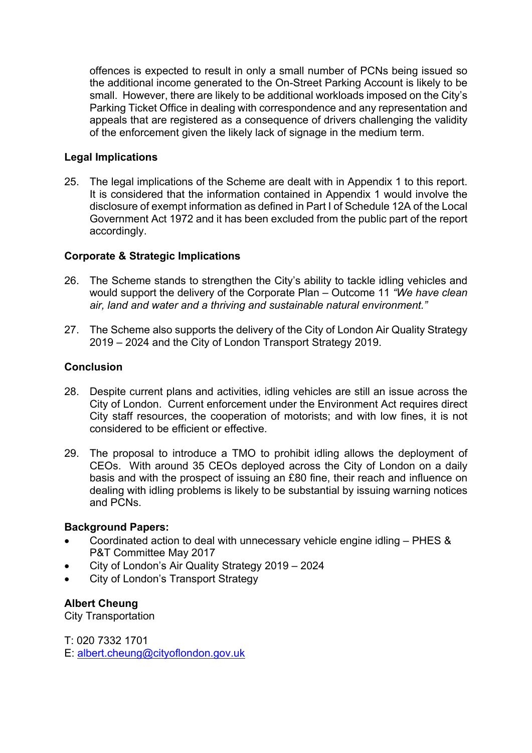offences is expected to result in only a small number of PCNs being issued so the additional income generated to the On-Street Parking Account is likely to be small. However, there are likely to be additional workloads imposed on the City's Parking Ticket Office in dealing with correspondence and any representation and appeals that are registered as a consequence of drivers challenging the validity of the enforcement given the likely lack of signage in the medium term.

**Legal Implications**

25. The legal implications of the Scheme are dealt with in Appendix 1 to this report. It is considered that the information contained in Appendix 1 would involve the disclosure of exempt information as defined in Part I of Schedule 12A of the Local Government Act 1972 and it has been excluded from the public part of the report accordingly.

**Corporate & Strategic Implications**

26. The Scheme stands to strengthen the City's ability to tackle idling vehicles and would support the delivery of the Corporate Plan – Outcome 11 *"We have clean air, land and water and a thriving and sustainable natural environment."*

27. The Scheme also supports the delivery of the City of London Air Quality Strategy 2019 – 2024 and the City of London Transport Strategy 2019.

**Conclusion**

28. Despite current plans and activities, idling vehicles are still an issue across the City of London. Current enforcement under the Environment Act requires direct City staff resources, the cooperation of motorists; and with low fines, it is not considered to be efficient or effective.

29. The proposal to introduce a TMO to prohibit idling allows the deployment of CEOs. With around 35 CEOs deployed across the City of London on a daily basis and with the prospect of issuing an £80 fine, their reach and influence on dealing with idling problems is likely to be substantial by issuing warning notices and PCNs.

**Background Papers:**

- Coordinated action to deal with unnecessary vehicle engine idling – PHES & P&T Committee May 2017
- City of London's Air Quality Strategy 2019 – 2024
- City of London's Transport Strategy

**Albert Cheung**
City Transportation

T: 020 7332 1701
E: albert.cheung@cityoflondon.gov.uk